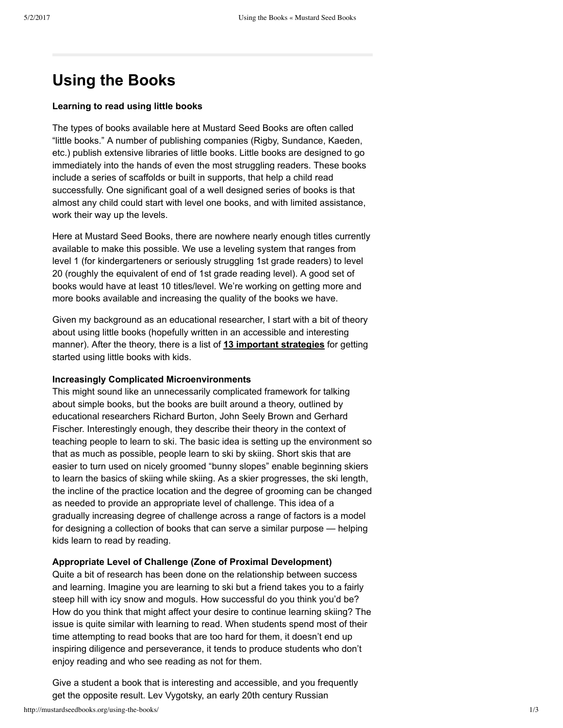# Using the Books

**Learning to read using little books**

The types of books available here at Mustard Seed Books are often called "little books." A number of publishing companies (Rigby, Sundance, Kaeden, etc.) publish extensive libraries of little books. Little books are designed to go immediately into the hands of even the most struggling readers. These books include a series of scaffolds or built in supports, that help a child read successfully. One significant goal of a well designed series of books is that almost any child could start with level one books, and with limited assistance, work their way up the levels.

Here at Mustard Seed Books, there are nowhere nearly enough titles currently available to make this possible. We use a leveling system that ranges from level 1 (for kindergarteners or seriously struggling 1st grade readers) to level 20 (roughly the equivalent of end of 1st grade reading level). A good set of books would have at least 10 titles/level. We're working on getting more and more books available and increasing the quality of the books we have.

Given my background as an educational researcher, I start with a bit of theory about using little books (hopefully written in an accessible and interesting manner). After the theory, there is a list of **13 important strategies** for getting started using little books with kids.

**Increasingly Complicated Microenvironments**
This might sound like an unnecessarily complicated framework for talking about simple books, but the books are built around a theory, outlined by educational researchers Richard Burton, John Seely Brown and Gerhard Fischer. Interestingly enough, they describe their theory in the context of teaching people to learn to ski. The basic idea is setting up the environment so that as much as possible, people learn to ski by skiing. Short skis that are easier to turn used on nicely groomed "bunny slopes" enable beginning skiers to learn the basics of skiing while skiing. As a skier progresses, the ski length, the incline of the practice location and the degree of grooming can be changed as needed to provide an appropriate level of challenge. This idea of a gradually increasing degree of challenge across a range of factors is a model for designing a collection of books that can serve a similar purpose — helping kids learn to read by reading.

**Appropriate Level of Challenge (Zone of Proximal Development)**
Quite a bit of research has been done on the relationship between success and learning. Imagine you are learning to ski but a friend takes you to a fairly steep hill with icy snow and moguls. How successful do you think you'd be? How do you think that might affect your desire to continue learning skiing? The issue is quite similar with learning to read. When students spend most of their time attempting to read books that are too hard for them, it doesn't end up inspiring diligence and perseverance, it tends to produce students who don't enjoy reading and who see reading as not for them.

Give a student a book that is interesting and accessible, and you frequently get the opposite result. Lev Vygotsky, an early 20th century Russian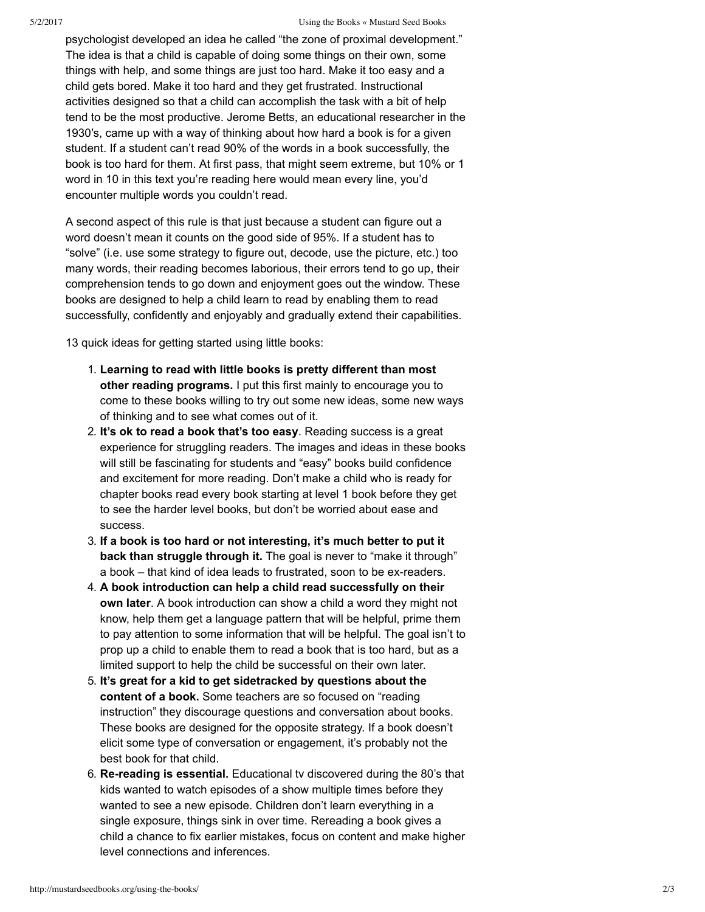psychologist developed an idea he called "the zone of proximal development." The idea is that a child is capable of doing some things on their own, some things with help, and some things are just too hard. Make it too easy and a child gets bored. Make it too hard and they get frustrated. Instructional activities designed so that a child can accomplish the task with a bit of help tend to be the most productive. Jerome Betts, an educational researcher in the 1930′s, came up with a way of thinking about how hard a book is for a given student. If a student can't read 90% of the words in a book successfully, the book is too hard for them. At first pass, that might seem extreme, but 10% or 1 word in 10 in this text you're reading here would mean every line, you'd encounter multiple words you couldn't read.

A second aspect of this rule is that just because a student can figure out a word doesn't mean it counts on the good side of 95%. If a student has to "solve" (i.e. use some strategy to figure out, decode, use the picture, etc.) too many words, their reading becomes laborious, their errors tend to go up, their comprehension tends to go down and enjoyment goes out the window. These books are designed to help a child learn to read by enabling them to read successfully, confidently and enjoyably and gradually extend their capabilities.

13 quick ideas for getting started using little books:

1. **Learning to read with little books is pretty different than most other reading programs.** I put this first mainly to encourage you to come to these books willing to try out some new ideas, some new ways of thinking and to see what comes out of it.
2. **It's ok to read a book that's too easy**. Reading success is a great experience for struggling readers. The images and ideas in these books will still be fascinating for students and "easy" books build confidence and excitement for more reading. Don't make a child who is ready for chapter books read every book starting at level 1 book before they get to see the harder level books, but don't be worried about ease and success.
3. **If a book is too hard or not interesting, it's much better to put it back than struggle through it.** The goal is never to "make it through" a book – that kind of idea leads to frustrated, soon to be ex-readers.
4. **A book introduction can help a child read successfully on their own later**. A book introduction can show a child a word they might not know, help them get a language pattern that will be helpful, prime them to pay attention to some information that will be helpful. The goal isn't to prop up a child to enable them to read a book that is too hard, but as a limited support to help the child be successful on their own later.
5. **It's great for a kid to get sidetracked by questions about the content of a book.** Some teachers are so focused on "reading instruction" they discourage questions and conversation about books. These books are designed for the opposite strategy. If a book doesn't elicit some type of conversation or engagement, it's probably not the best book for that child.
6. **Re-reading is essential.** Educational tv discovered during the 80's that kids wanted to watch episodes of a show multiple times before they wanted to see a new episode. Children don't learn everything in a single exposure, things sink in over time. Rereading a book gives a child a chance to fix earlier mistakes, focus on content and make higher level connections and inferences.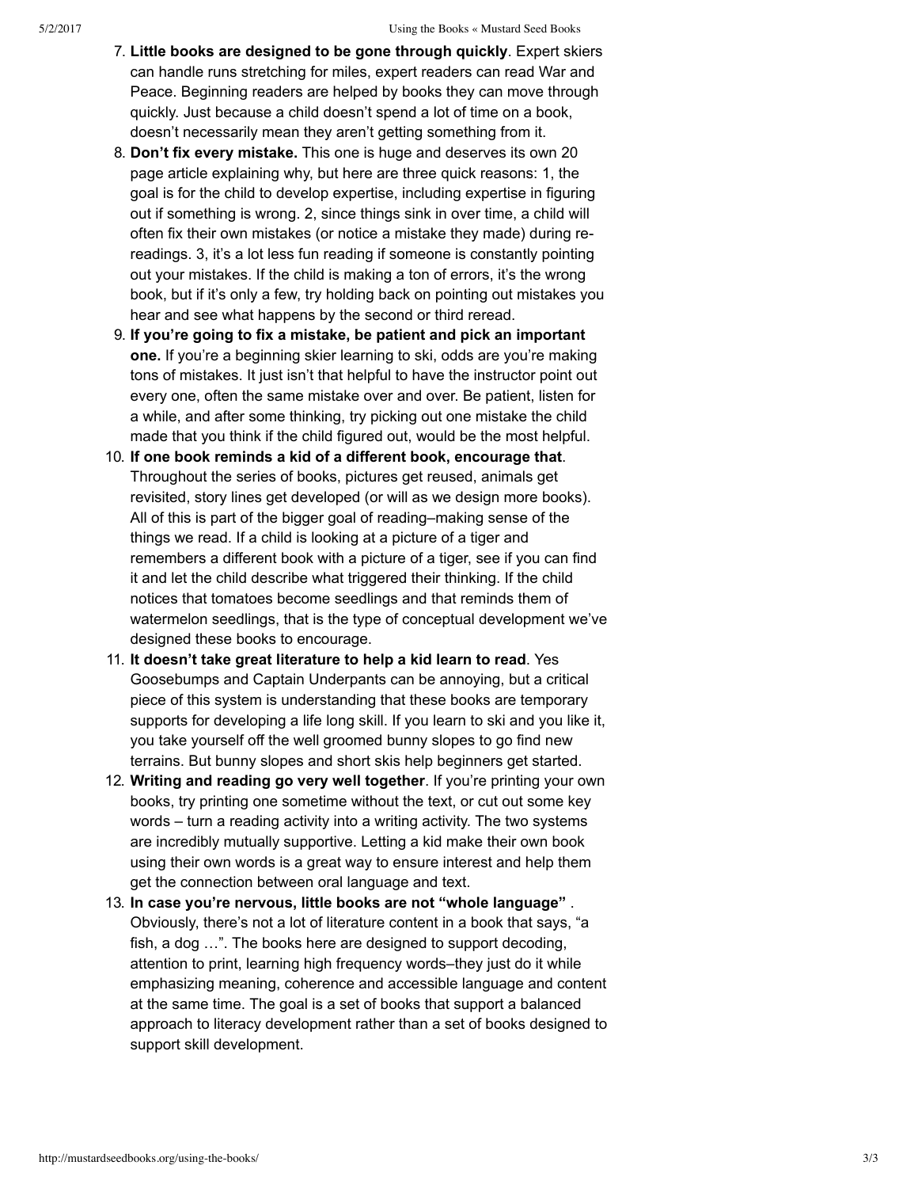7. **Little books are designed to be gone through quickly**. Expert skiers can handle runs stretching for miles, expert readers can read War and Peace. Beginning readers are helped by books they can move through quickly. Just because a child doesn't spend a lot of time on a book, doesn't necessarily mean they aren't getting something from it.
8. **Don't fix every mistake.** This one is huge and deserves its own 20 page article explaining why, but here are three quick reasons: 1, the goal is for the child to develop expertise, including expertise in figuring out if something is wrong. 2, since things sink in over time, a child will often fix their own mistakes (or notice a mistake they made) during re-readings. 3, it's a lot less fun reading if someone is constantly pointing out your mistakes. If the child is making a ton of errors, it's the wrong book, but if it's only a few, try holding back on pointing out mistakes you hear and see what happens by the second or third reread.
9. **If you're going to fix a mistake, be patient and pick an important one.** If you're a beginning skier learning to ski, odds are you're making tons of mistakes. It just isn't that helpful to have the instructor point out every one, often the same mistake over and over. Be patient, listen for a while, and after some thinking, try picking out one mistake the child made that you think if the child figured out, would be the most helpful.
10. **If one book reminds a kid of a different book, encourage that**. Throughout the series of books, pictures get reused, animals get revisited, story lines get developed (or will as we design more books). All of this is part of the bigger goal of reading–making sense of the things we read. If a child is looking at a picture of a tiger and remembers a different book with a picture of a tiger, see if you can find it and let the child describe what triggered their thinking. If the child notices that tomatoes become seedlings and that reminds them of watermelon seedlings, that is the type of conceptual development we've designed these books to encourage.
11. **It doesn't take great literature to help a kid learn to read**. Yes Goosebumps and Captain Underpants can be annoying, but a critical piece of this system is understanding that these books are temporary supports for developing a life long skill. If you learn to ski and you like it, you take yourself off the well groomed bunny slopes to go find new terrains. But bunny slopes and short skis help beginners get started.
12. **Writing and reading go very well together**. If you're printing your own books, try printing one sometime without the text, or cut out some key words – turn a reading activity into a writing activity. The two systems are incredibly mutually supportive. Letting a kid make their own book using their own words is a great way to ensure interest and help them get the connection between oral language and text.
13. **In case you're nervous, little books are not "whole language"** . Obviously, there's not a lot of literature content in a book that says, "a fish, a dog …". The books here are designed to support decoding, attention to print, learning high frequency words–they just do it while emphasizing meaning, coherence and accessible language and content at the same time. The goal is a set of books that support a balanced approach to literacy development rather than a set of books designed to support skill development.